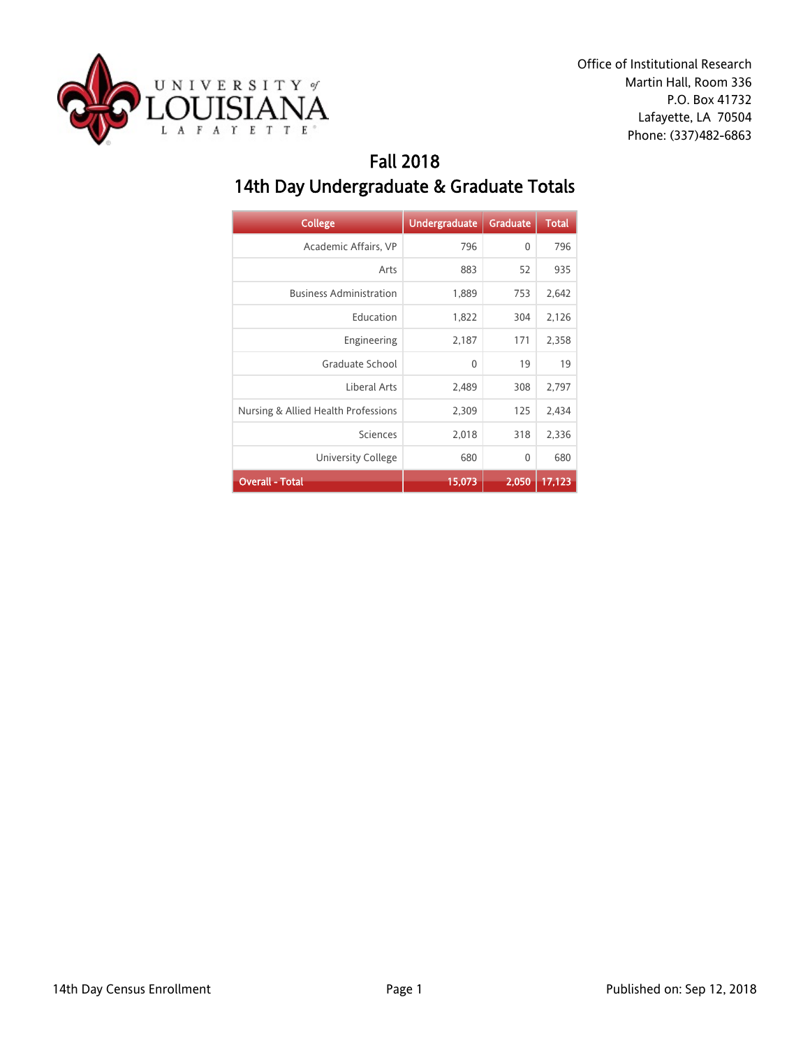Office of Institutional Research
Martin Hall, Room 336
P.O. Box 41732
Lafayette, LA 70504
Phone: (337)482-6863

# Fall 2018
## 14th Day Undergraduate & Graduate Totals

| College | Undergraduate | Graduate | Total |
|---|---|---|---|
| Academic Affairs, VP | 796 | 0 | 796 |
| Arts | 883 | 52 | 935 |
| Business Administration | 1,889 | 753 | 2,642 |
| Education | 1,822 | 304 | 2,126 |
| Engineering | 2,187 | 171 | 2,358 |
| Graduate School | 0 | 19 | 19 |
| Liberal Arts | 2,489 | 308 | 2,797 |
| Nursing & Allied Health Professions | 2,309 | 125 | 2,434 |
| Sciences | 2,018 | 318 | 2,336 |
| University College | 680 | 0 | 680 |
| **Overall - Total** | **15,073** | **2,050** | **17,123** |

14th Day Census Enrollment | Published on: Sep 12, 2018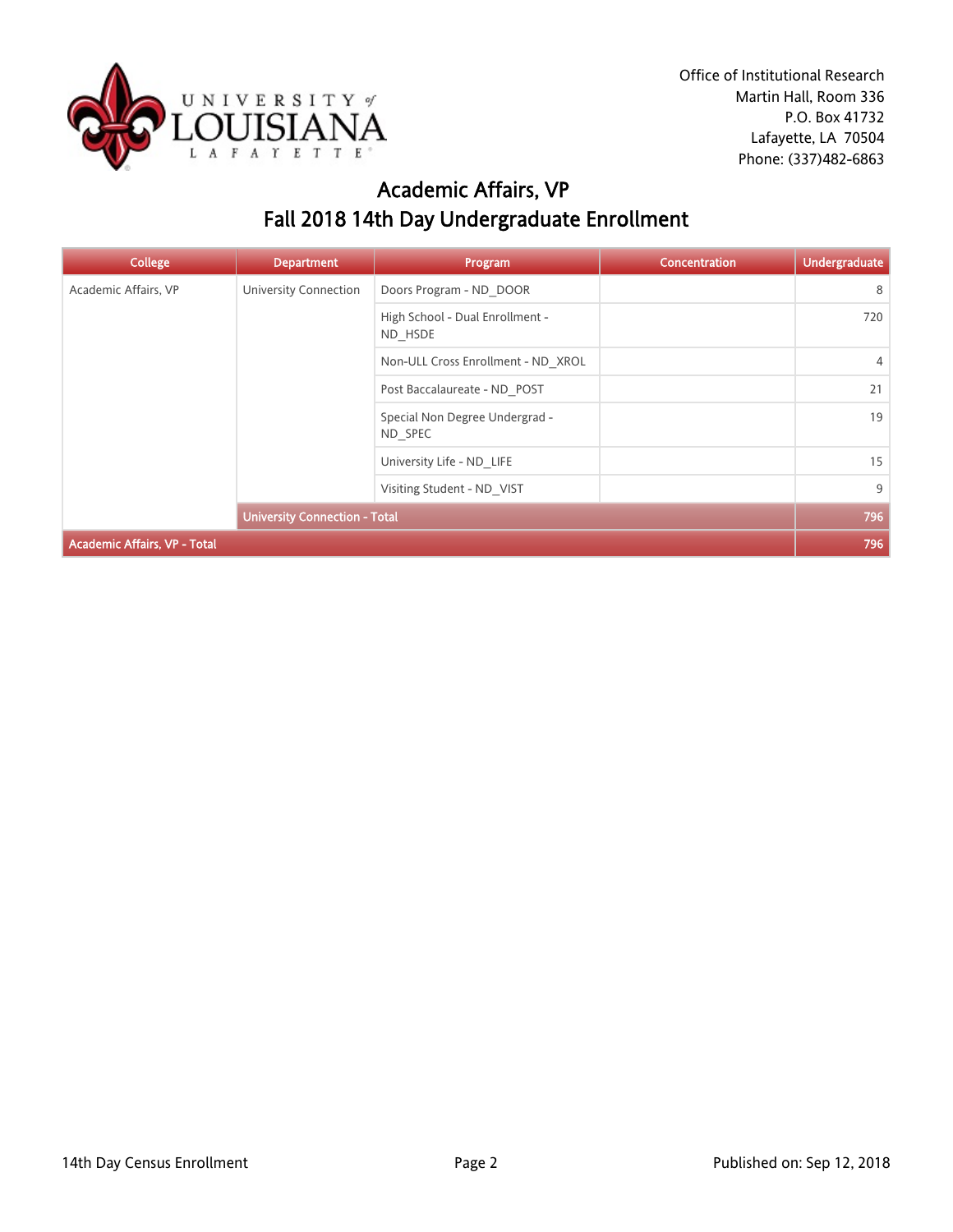Office of Institutional Research
Martin Hall, Room 336
P.O. Box 41732
Lafayette, LA 70504
Phone: (337)482-6863

# Academic Affairs, VP
## Fall 2018 14th Day Undergraduate Enrollment

| College | Department | Program | Concentration | Undergraduate |
|---|---|---|---|---|
| Academic Affairs, VP | University Connection | Doors Program - ND_DOOR | | 8 |
| | | High School - Dual Enrollment - ND_HSDE | | 720 |
| | | Non-ULL Cross Enrollment - ND_XROL | | 4 |
| | | Post Baccalaureate - ND_POST | | 21 |
| | | Special Non Degree Undergrad - ND_SPEC | | 19 |
| | | University Life - ND_LIFE | | 15 |
| | | Visiting Student - ND_VIST | | 9 |
| | **University Connection - Total** | | | **796** |
| **Academic Affairs, VP - Total** | | | | **796** |

14th Day Census Enrollment

Published on: Sep 12, 2018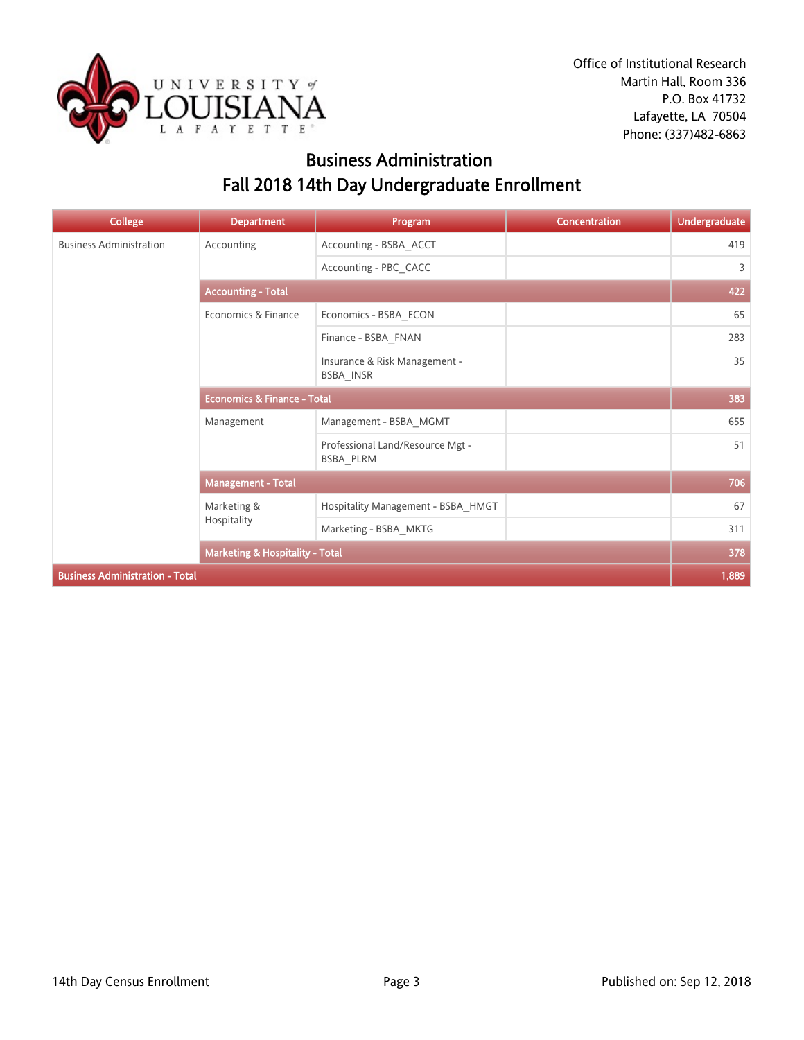Office of Institutional Research
Martin Hall, Room 336
P.O. Box 41732
Lafayette, LA 70504
Phone: (337)482-6863

# Business Administration
## Fall 2018 14th Day Undergraduate Enrollment

| College | Department | Program | Concentration | Undergraduate |
|---|---|---|---|---|
| Business Administration | Accounting | Accounting - BSBA_ACCT | | 419 |
| | | Accounting - PBC_CACC | | 3 |
| | **Accounting - Total** | | | **422** |
| | Economics & Finance | Economics - BSBA_ECON | | 65 |
| | | Finance - BSBA_FNAN | | 283 |
| | | Insurance & Risk Management - BSBA_INSR | | 35 |
| | **Economics & Finance - Total** | | | **383** |
| | Management | Management - BSBA_MGMT | | 655 |
| | | Professional Land/Resource Mgt - BSBA_PLRM | | 51 |
| | **Management - Total** | | | **706** |
| | Marketing & Hospitality | Hospitality Management - BSBA_HMGT | | 67 |
| | | Marketing - BSBA_MKTG | | 311 |
| | **Marketing & Hospitality - Total** | | | **378** |
| **Business Administration - Total** | | | | **1,889** |

14th Day Census Enrollment

Published on: Sep 12, 2018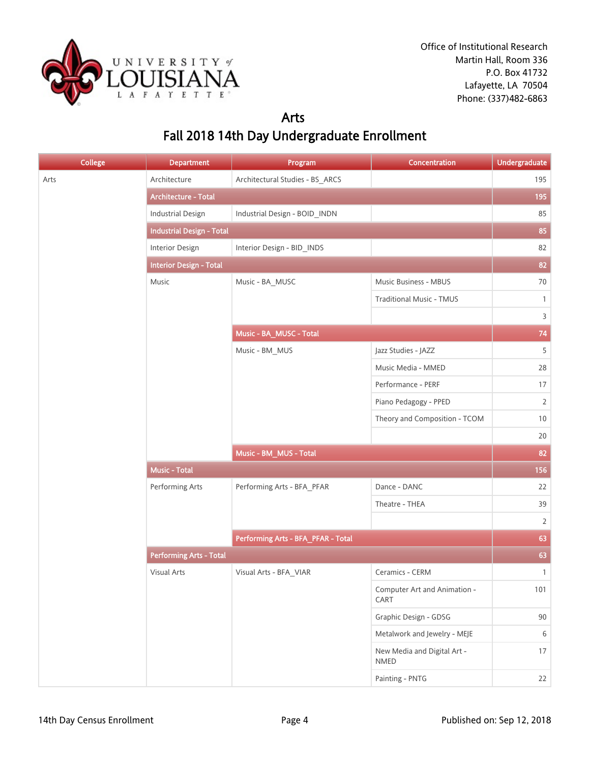Office of Institutional Research
Martin Hall, Room 336
P.O. Box 41732
Lafayette, LA 70504
Phone: (337)482-6863

# Arts

## Fall 2018 14th Day Undergraduate Enrollment

| College | Department | Program | Concentration | Undergraduate |
|---|---|---|---|---|
| Arts | Architecture | Architectural Studies - BS_ARCS | | 195 |
| | Architecture - Total | | | 195 |
| | Industrial Design | Industrial Design - BOID_INDN | | 85 |
| | Industrial Design - Total | | | 85 |
| | Interior Design | Interior Design - BID_INDS | | 82 |
| | Interior Design - Total | | | 82 |
| | Music | Music - BA_MUSC | Music Business - MBUS | 70 |
| | | | Traditional Music - TMUS | 1 |
| | | | | 3 |
| | | Music - BA_MUSC - Total | | 74 |
| | | Music - BM_MUS | Jazz Studies - JAZZ | 5 |
| | | | Music Media - MMED | 28 |
| | | | Performance - PERF | 17 |
| | | | Piano Pedagogy - PPED | 2 |
| | | | Theory and Composition - TCOM | 10 |
| | | | | 20 |
| | | Music - BM_MUS - Total | | 82 |
| | Music - Total | | | 156 |
| | Performing Arts | Performing Arts - BFA_PFAR | Dance - DANC | 22 |
| | | | Theatre - THEA | 39 |
| | | | | 2 |
| | | Performing Arts - BFA_PFAR - Total | | 63 |
| | Performing Arts - Total | | | 63 |
| | Visual Arts | Visual Arts - BFA_VIAR | Ceramics - CERM | 1 |
| | | | Computer Art and Animation - CART | 101 |
| | | | Graphic Design - GDSG | 90 |
| | | | Metalwork and Jewelry - MEJE | 6 |
| | | | New Media and Digital Art - NMED | 17 |
| | | | Painting - PNTG | 22 |

14th Day Census Enrollment | Published on: Sep 12, 2018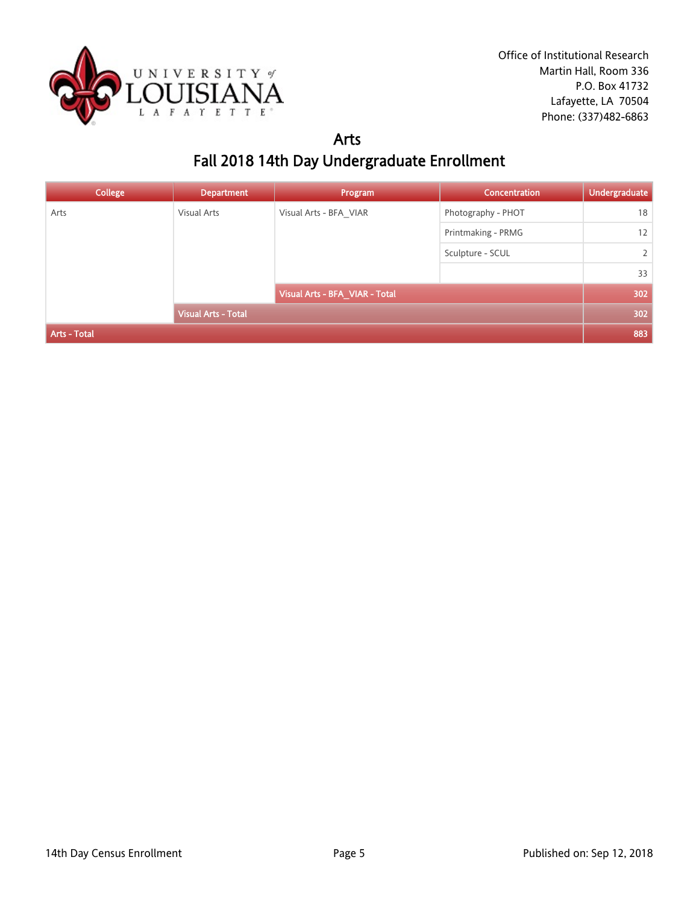Office of Institutional Research
Martin Hall, Room 336
P.O. Box 41732
Lafayette, LA 70504
Phone: (337)482-6863

# Arts

## Fall 2018 14th Day Undergraduate Enrollment

| College | Department | Program | Concentration | Undergraduate |
|---|---|---|---|---|
| Arts | Visual Arts | Visual Arts - BFA_VIAR | Photography - PHOT | 18 |
| | | | Printmaking - PRMG | 12 |
| | | | Sculpture - SCUL | 2 |
| | | | | 33 |
| | | Visual Arts - BFA_VIAR - Total | | 302 |
| | Visual Arts - Total | | | 302 |
| Arts - Total | | | | 883 |

14th Day Census Enrollment

Published on: Sep 12, 2018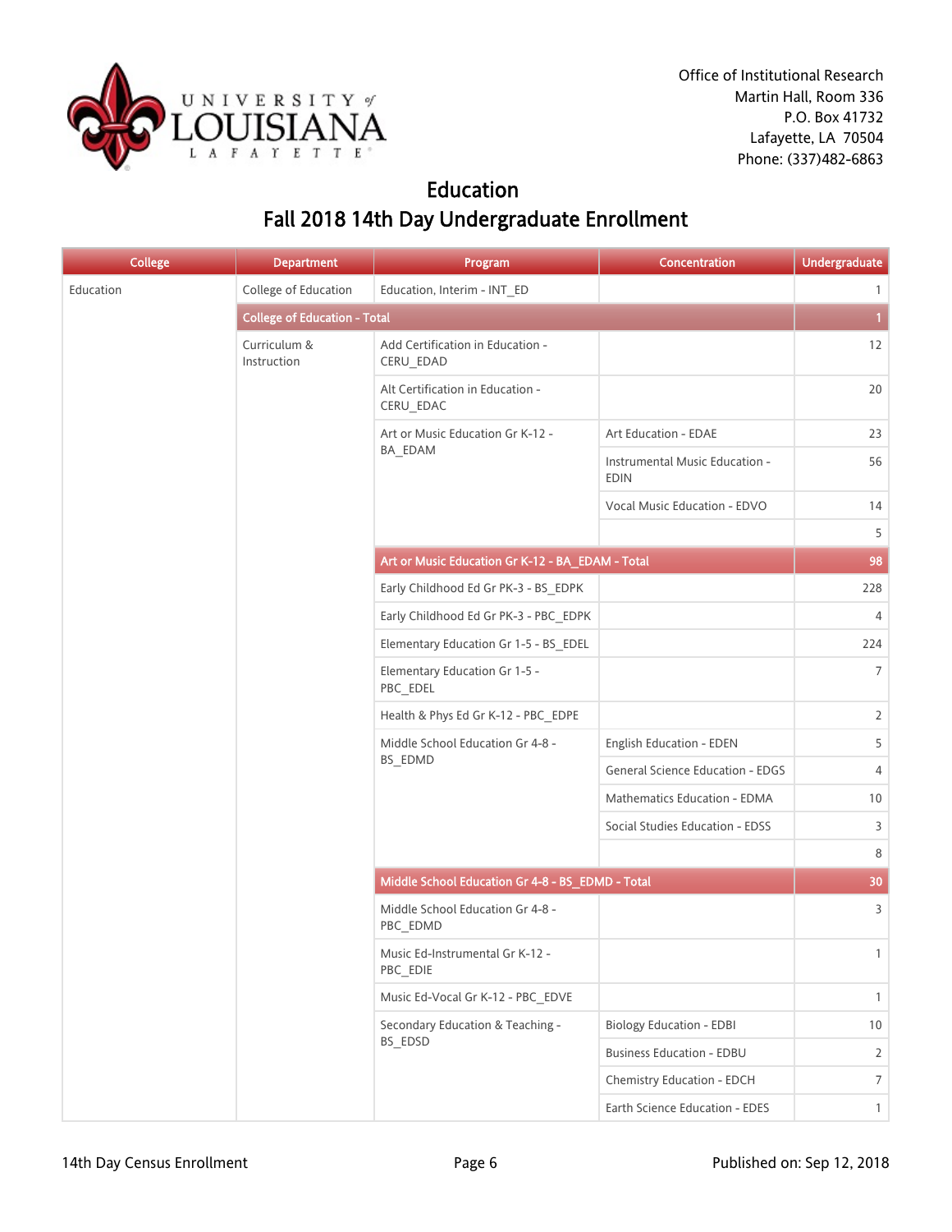Office of Institutional Research
Martin Hall, Room 336
P.O. Box 41732
Lafayette, LA 70504
Phone: (337)482-6863

# Education

## Fall 2018 14th Day Undergraduate Enrollment

| College | Department | Program | Concentration | Undergraduate |
|---|---|---|---|---|
| Education | College of Education | Education, Interim - INT_ED | | 1 |
| | College of Education - Total | | | 1 |
| | Curriculum & Instruction | Add Certification in Education - CERU_EDAD | | 12 |
| | | Alt Certification in Education - CERU_EDAC | | 20 |
| | | Art or Music Education Gr K-12 - BA_EDAM | Art Education - EDAE | 23 |
| | | | Instrumental Music Education - EDIN | 56 |
| | | | Vocal Music Education - EDVO | 14 |
| | | | | 5 |
| | | Art or Music Education Gr K-12 - BA_EDAM - Total | | 98 |
| | | Early Childhood Ed Gr PK-3 - BS_EDPK | | 228 |
| | | Early Childhood Ed Gr PK-3 - PBC_EDPK | | 4 |
| | | Elementary Education Gr 1-5 - BS_EDEL | | 224 |
| | | Elementary Education Gr 1-5 - PBC_EDEL | | 7 |
| | | Health & Phys Ed Gr K-12 - PBC_EDPE | | 2 |
| | | Middle School Education Gr 4-8 - BS_EDMD | English Education - EDEN | 5 |
| | | | General Science Education - EDGS | 4 |
| | | | Mathematics Education - EDMA | 10 |
| | | | Social Studies Education - EDSS | 3 |
| | | | | 8 |
| | | Middle School Education Gr 4-8 - BS_EDMD - Total | | 30 |
| | | Middle School Education Gr 4-8 - PBC_EDMD | | 3 |
| | | Music Ed-Instrumental Gr K-12 - PBC_EDIE | | 1 |
| | | Music Ed-Vocal Gr K-12 - PBC_EDVE | | 1 |
| | | Secondary Education & Teaching - BS_EDSD | Biology Education - EDBI | 10 |
| | | | Business Education - EDBU | 2 |
| | | | Chemistry Education - EDCH | 7 |
| | | | Earth Science Education - EDES | 1 |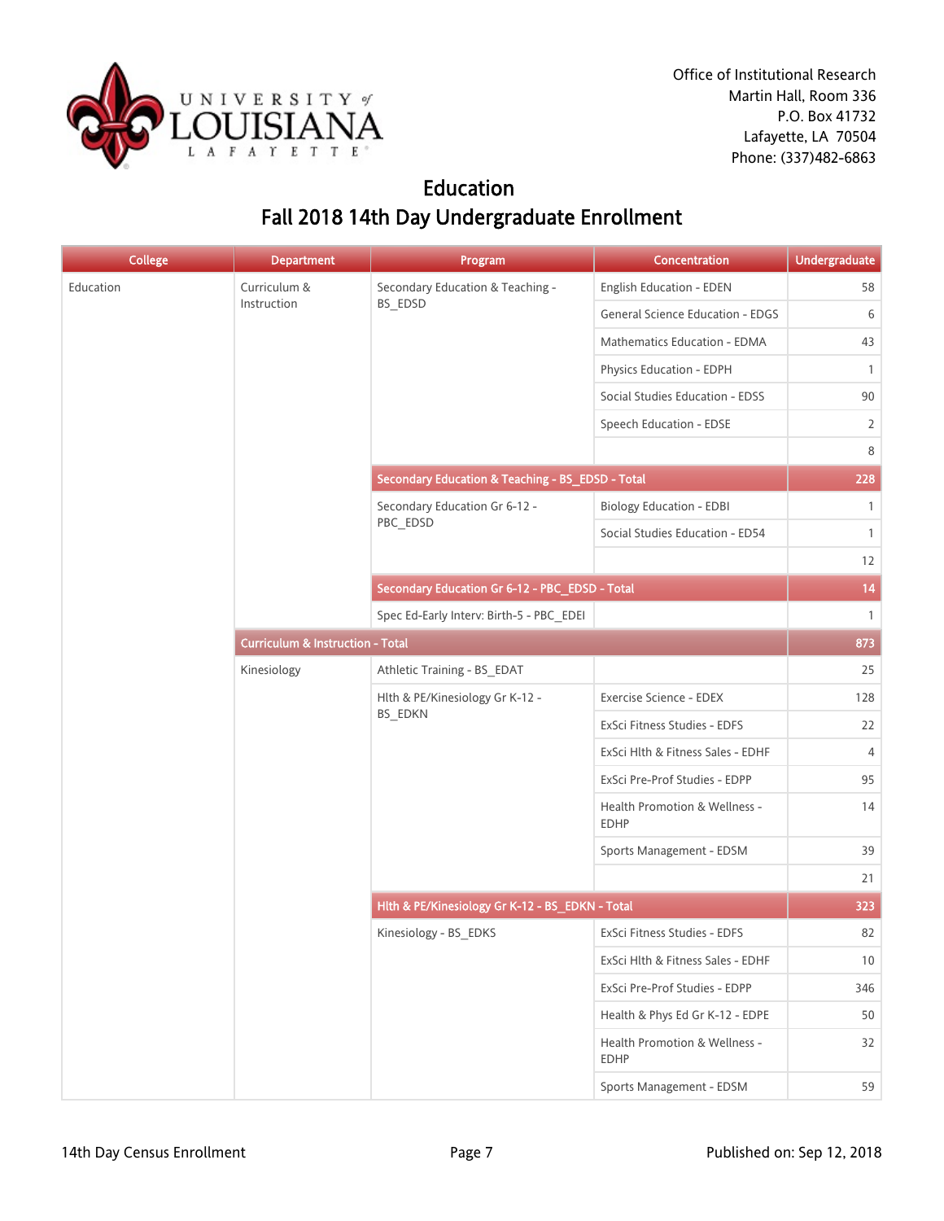Office of Institutional Research
Martin Hall, Room 336
P.O. Box 41732
Lafayette, LA 70504
Phone: (337)482-6863

# Education
## Fall 2018 14th Day Undergraduate Enrollment

| College | Department | Program | Concentration | Undergraduate |
|---|---|---|---|---|
| Education | Curriculum & Instruction | Secondary Education & Teaching - BS_EDSD | English Education - EDEN | 58 |
| | | | General Science Education - EDGS | 6 |
| | | | Mathematics Education - EDMA | 43 |
| | | | Physics Education - EDPH | 1 |
| | | | Social Studies Education - EDSS | 90 |
| | | | Speech Education - EDSE | 2 |
| | | | | 8 |
| | | **Secondary Education & Teaching - BS_EDSD - Total** | | **228** |
| | | Secondary Education Gr 6-12 - PBC_EDSD | Biology Education - EDBI | 1 |
| | | | Social Studies Education - ED54 | 1 |
| | | | | 12 |
| | | **Secondary Education Gr 6-12 - PBC_EDSD - Total** | | **14** |
| | | Spec Ed-Early Interv: Birth-5 - PBC_EDEI | | 1 |
| | **Curriculum & Instruction - Total** | | | **873** |
| | Kinesiology | Athletic Training - BS_EDAT | | 25 |
| | | Hlth & PE/Kinesiology Gr K-12 - BS_EDKN | Exercise Science - EDEX | 128 |
| | | | ExSci Fitness Studies - EDFS | 22 |
| | | | ExSci Hlth & Fitness Sales - EDHF | 4 |
| | | | ExSci Pre-Prof Studies - EDPP | 95 |
| | | | Health Promotion & Wellness - EDHP | 14 |
| | | | Sports Management - EDSM | 39 |
| | | | | 21 |
| | | **Hlth & PE/Kinesiology Gr K-12 - BS_EDKN - Total** | | **323** |
| | | Kinesiology - BS_EDKS | ExSci Fitness Studies - EDFS | 82 |
| | | | ExSci Hlth & Fitness Sales - EDHF | 10 |
| | | | ExSci Pre-Prof Studies - EDPP | 346 |
| | | | Health & Phys Ed Gr K-12 - EDPE | 50 |
| | | | Health Promotion & Wellness - EDHP | 32 |
| | | | Sports Management - EDSM | 59 |

14th Day Census Enrollment Published on: Sep 12, 2018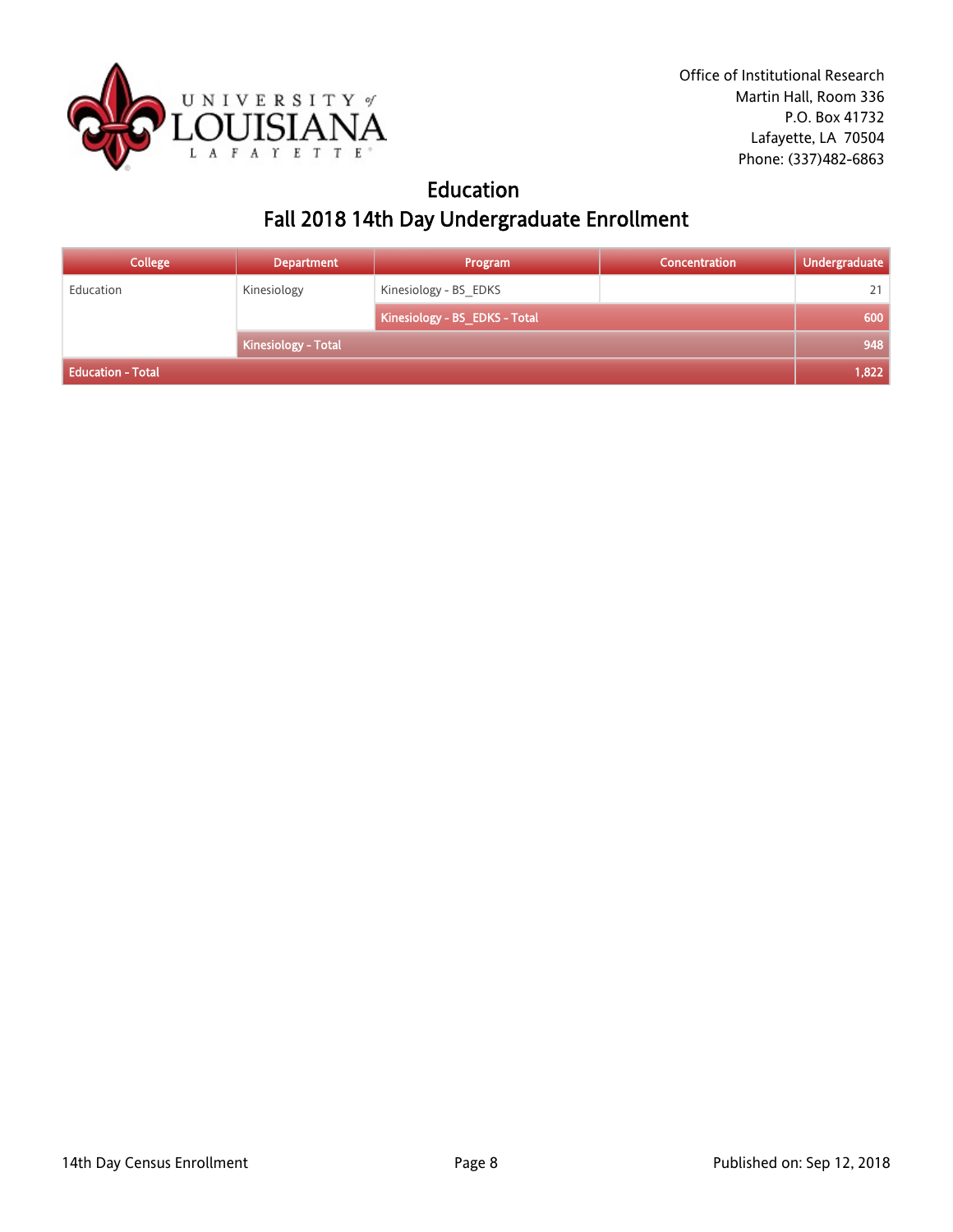Office of Institutional Research
Martin Hall, Room 336
P.O. Box 41732
Lafayette, LA 70504
Phone: (337)482-6863

# Education
## Fall 2018 14th Day Undergraduate Enrollment

| College | Department | Program | Concentration | Undergraduate |
|---|---|---|---|---|
| Education | Kinesiology | Kinesiology - BS_EDKS | | 21 |
| | | Kinesiology - BS_EDKS - Total | | 600 |
| | Kinesiology - Total | | | 948 |
| Education - Total | | | | 1,822 |

14th Day Census Enrollment

Published on: Sep 12, 2018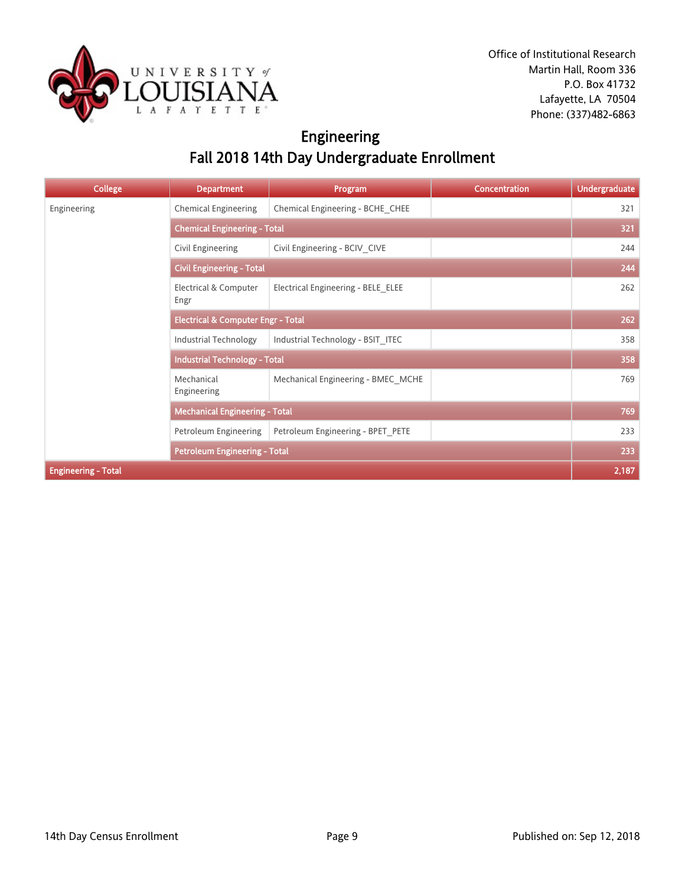Office of Institutional Research
Martin Hall, Room 336
P.O. Box 41732
Lafayette, LA 70504
Phone: (337)482-6863

# Engineering
## Fall 2018 14th Day Undergraduate Enrollment

| College | Department | Program | Concentration | Undergraduate |
|---|---|---|---|---|
| Engineering | Chemical Engineering | Chemical Engineering - BCHE_CHEE | | 321 |
| | **Chemical Engineering - Total** | | | **321** |
| | Civil Engineering | Civil Engineering - BCIV_CIVE | | 244 |
| | **Civil Engineering - Total** | | | **244** |
| | Electrical & Computer Engr | Electrical Engineering - BELE_ELEE | | 262 |
| | **Electrical & Computer Engr - Total** | | | **262** |
| | Industrial Technology | Industrial Technology - BSIT_ITEC | | 358 |
| | **Industrial Technology - Total** | | | **358** |
| | Mechanical Engineering | Mechanical Engineering - BMEC_MCHE | | 769 |
| | **Mechanical Engineering - Total** | | | **769** |
| | Petroleum Engineering | Petroleum Engineering - BPET_PETE | | 233 |
| | **Petroleum Engineering - Total** | | | **233** |
| **Engineering - Total** | | | | **2,187** |

14th Day Census Enrollment

Published on: Sep 12, 2018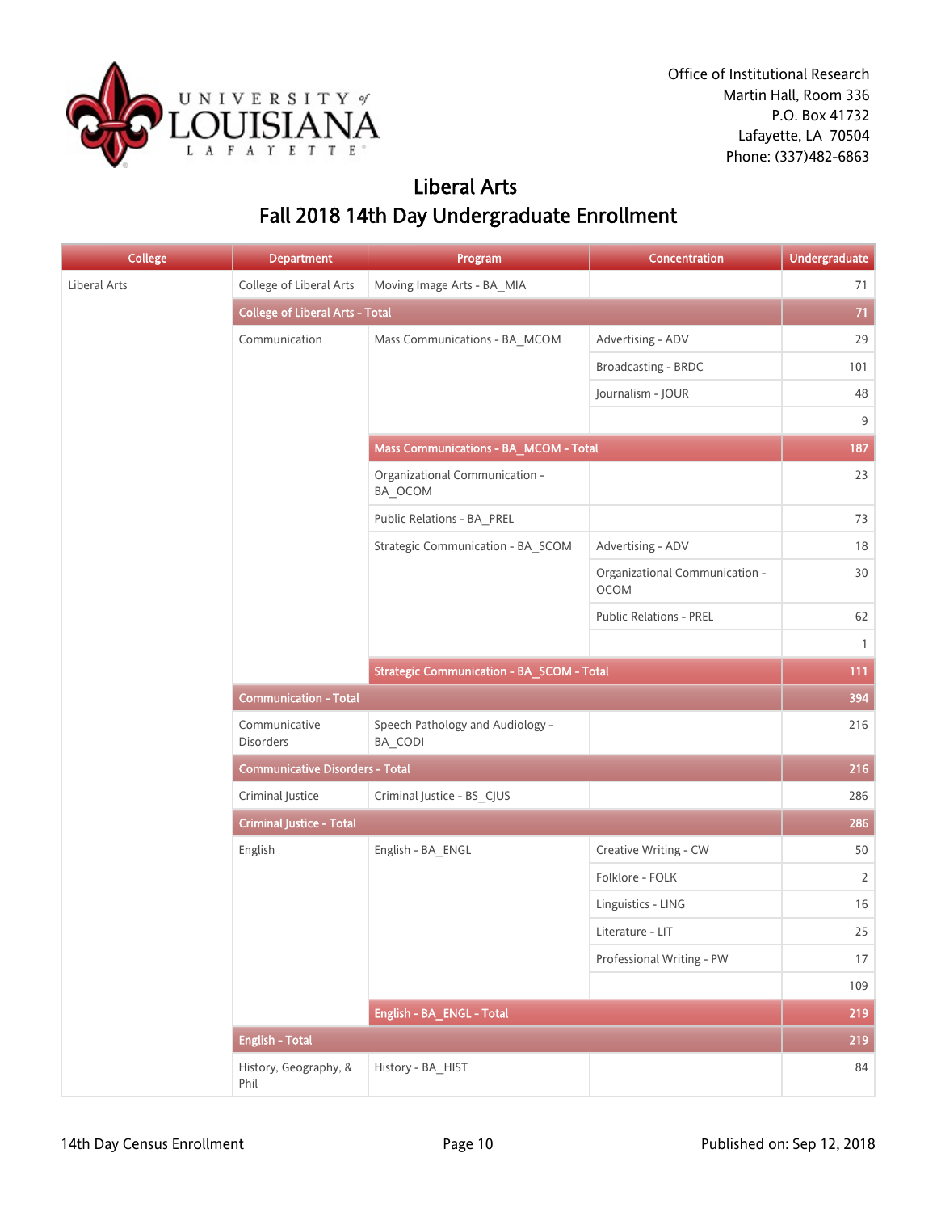Office of Institutional Research
Martin Hall, Room 336
P.O. Box 41732
Lafayette, LA 70504
Phone: (337)482-6863

# Liberal Arts
## Fall 2018 14th Day Undergraduate Enrollment

| College | Department | Program | Concentration | Undergraduate |
|---|---|---|---|---|
| Liberal Arts | College of Liberal Arts | Moving Image Arts - BA_MIA | | 71 |
| | **College of Liberal Arts - Total** | | | **71** |
| | Communication | Mass Communications - BA_MCOM | Advertising - ADV | 29 |
| | | | Broadcasting - BRDC | 101 |
| | | | Journalism - JOUR | 48 |
| | | | | 9 |
| | | **Mass Communications - BA_MCOM - Total** | | **187** |
| | | Organizational Communication - BA_OCOM | | 23 |
| | | Public Relations - BA_PREL | | 73 |
| | | Strategic Communication - BA_SCOM | Advertising - ADV | 18 |
| | | | Organizational Communication - OCOM | 30 |
| | | | Public Relations - PREL | 62 |
| | | | | 1 |
| | | **Strategic Communication - BA_SCOM - Total** | | **111** |
| | **Communication - Total** | | | **394** |
| | Communicative Disorders | Speech Pathology and Audiology - BA_CODI | | 216 |
| | **Communicative Disorders - Total** | | | **216** |
| | Criminal Justice | Criminal Justice - BS_CJUS | | 286 |
| | **Criminal Justice - Total** | | | **286** |
| | English | English - BA_ENGL | Creative Writing - CW | 50 |
| | | | Folklore - FOLK | 2 |
| | | | Linguistics - LING | 16 |
| | | | Literature - LIT | 25 |
| | | | Professional Writing - PW | 17 |
| | | | | 109 |
| | | **English - BA_ENGL - Total** | | **219** |
| | **English - Total** | | | **219** |
| | History, Geography, & Phil | History - BA_HIST | | 84 |

14th Day Census Enrollment — Published on: Sep 12, 2018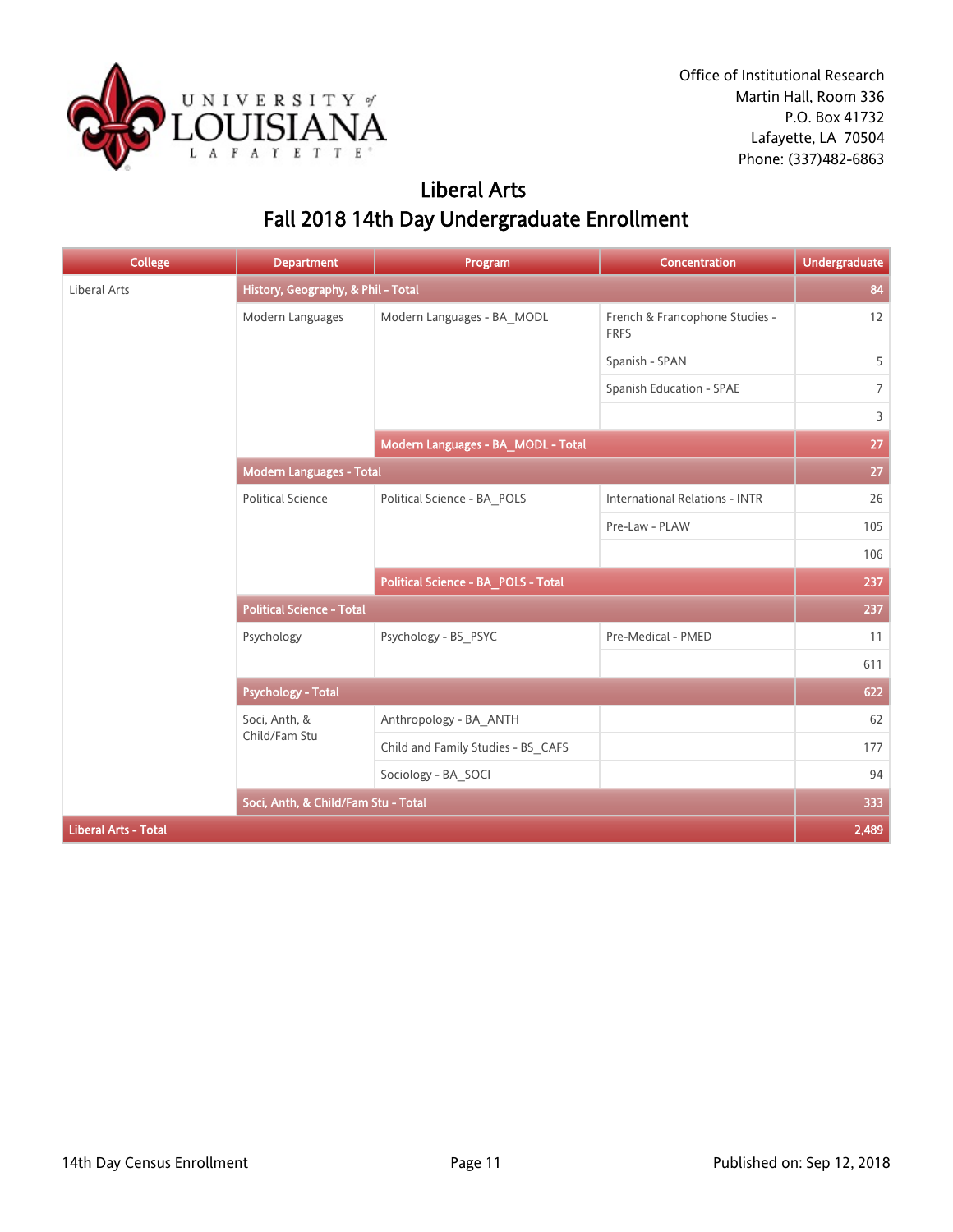Office of Institutional Research
Martin Hall, Room 336
P.O. Box 41732
Lafayette, LA 70504
Phone: (337)482-6863

# Liberal Arts
## Fall 2018 14th Day Undergraduate Enrollment

| College | Department | Program | Concentration | Undergraduate |
|---|---|---|---|---|
| Liberal Arts | **History, Geography, & Phil - Total** | | | **84** |
| | Modern Languages | Modern Languages - BA_MODL | French & Francophone Studies - FRFS | 12 |
| | | | Spanish - SPAN | 5 |
| | | | Spanish Education - SPAE | 7 |
| | | | | 3 |
| | | **Modern Languages - BA_MODL - Total** | | **27** |
| | **Modern Languages - Total** | | | **27** |
| | Political Science | Political Science - BA_POLS | International Relations - INTR | 26 |
| | | | Pre-Law - PLAW | 105 |
| | | | | 106 |
| | | **Political Science - BA_POLS - Total** | | **237** |
| | **Political Science - Total** | | | **237** |
| | Psychology | Psychology - BS_PSYC | Pre-Medical - PMED | 11 |
| | | | | 611 |
| | **Psychology - Total** | | | **622** |
| | Soci, Anth, & Child/Fam Stu | Anthropology - BA_ANTH | | 62 |
| | | Child and Family Studies - BS_CAFS | | 177 |
| | | Sociology - BA_SOCI | | 94 |
| | **Soci, Anth, & Child/Fam Stu - Total** | | | **333** |
| **Liberal Arts - Total** | | | | **2,489** |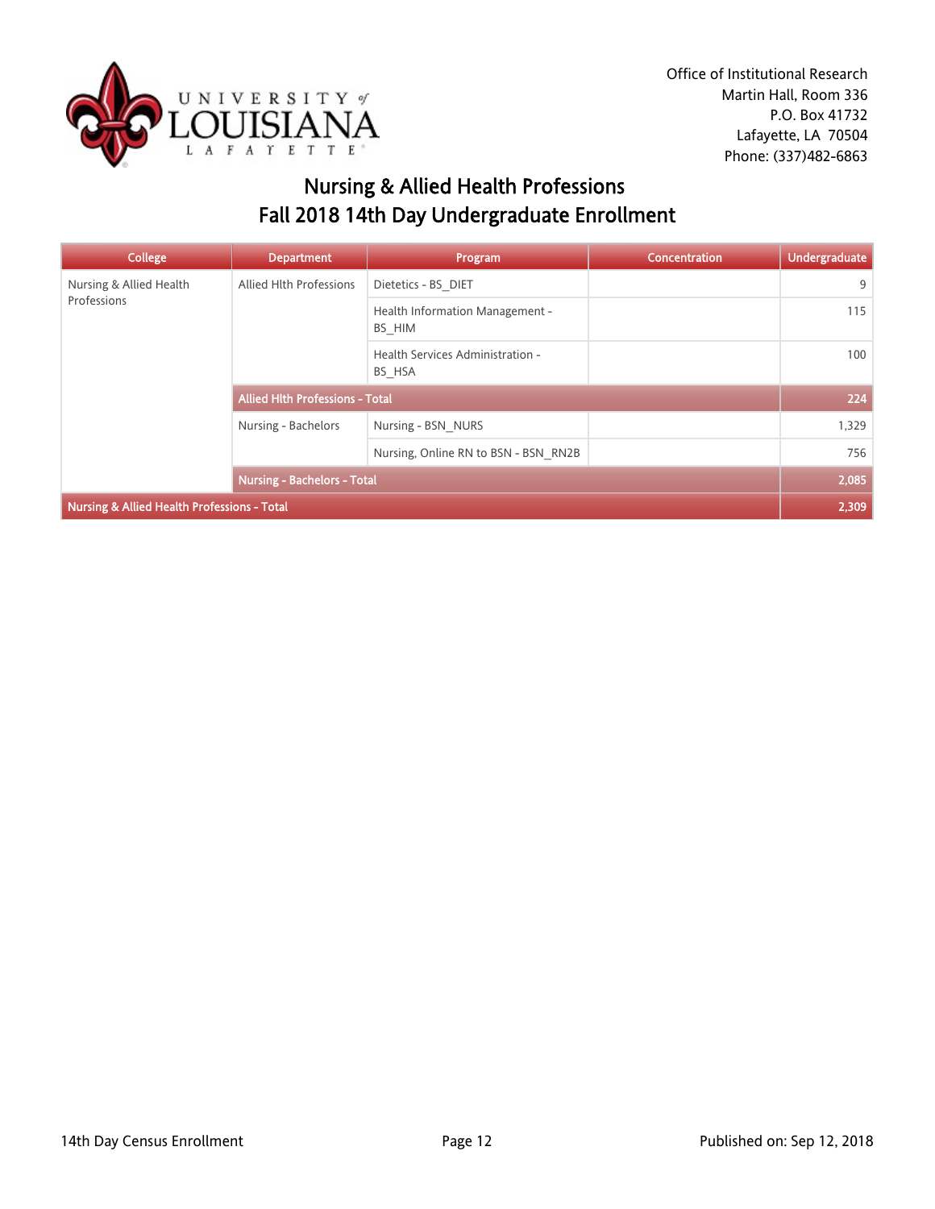Office of Institutional Research
Martin Hall, Room 336
P.O. Box 41732
Lafayette, LA 70504
Phone: (337)482-6863

# Nursing & Allied Health Professions
# Fall 2018 14th Day Undergraduate Enrollment

| College | Department | Program | Concentration | Undergraduate |
|---|---|---|---|---|
| Nursing & Allied Health Professions | Allied Hlth Professions | Dietetics - BS_DIET | | 9 |
| | | Health Information Management - BS_HIM | | 115 |
| | | Health Services Administration - BS_HSA | | 100 |
| | **Allied Hlth Professions - Total** | | | **224** |
| | Nursing - Bachelors | Nursing - BSN_NURS | | 1,329 |
| | | Nursing, Online RN to BSN - BSN_RN2B | | 756 |
| | **Nursing - Bachelors - Total** | | | **2,085** |
| **Nursing & Allied Health Professions - Total** | | | | **2,309** |

14th Day Census Enrollment

Published on: Sep 12, 2018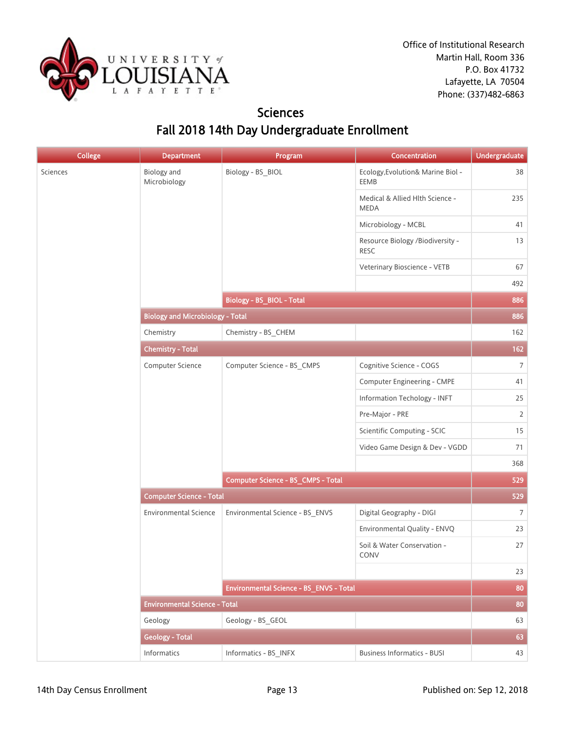Office of Institutional Research
Martin Hall, Room 336
P.O. Box 41732
Lafayette, LA 70504
Phone: (337)482-6863

# Sciences
## Fall 2018 14th Day Undergraduate Enrollment

| College | Department | Program | Concentration | Undergraduate |
|---|---|---|---|---|
| Sciences | Biology and Microbiology | Biology - BS_BIOL | Ecology,Evolution& Marine Biol - EEMB | 38 |
| | | | Medical & Allied Hlth Science - MEDA | 235 |
| | | | Microbiology - MCBL | 41 |
| | | | Resource Biology /Biodiversity - RESC | 13 |
| | | | Veterinary Bioscience - VETB | 67 |
| | | | | 492 |
| | | **Biology - BS_BIOL - Total** | | **886** |
| | **Biology and Microbiology - Total** | | | **886** |
| | Chemistry | Chemistry - BS_CHEM | | 162 |
| | **Chemistry - Total** | | | **162** |
| | Computer Science | Computer Science - BS_CMPS | Cognitive Science - COGS | 7 |
| | | | Computer Engineering - CMPE | 41 |
| | | | Information Techology - INFT | 25 |
| | | | Pre-Major - PRE | 2 |
| | | | Scientific Computing - SCIC | 15 |
| | | | Video Game Design & Dev - VGDD | 71 |
| | | | | 368 |
| | | **Computer Science - BS_CMPS - Total** | | **529** |
| | **Computer Science - Total** | | | **529** |
| | Environmental Science | Environmental Science - BS_ENVS | Digital Geography - DIGI | 7 |
| | | | Environmental Quality - ENVQ | 23 |
| | | | Soil & Water Conservation - CONV | 27 |
| | | | | 23 |
| | | **Environmental Science - BS_ENVS - Total** | | **80** |
| | **Environmental Science - Total** | | | **80** |
| | Geology | Geology - BS_GEOL | | 63 |
| | **Geology - Total** | | | **63** |
| | Informatics | Informatics - BS_INFX | Business Informatics - BUSI | 43 |

14th Day Census Enrollment

Published on: Sep 12, 2018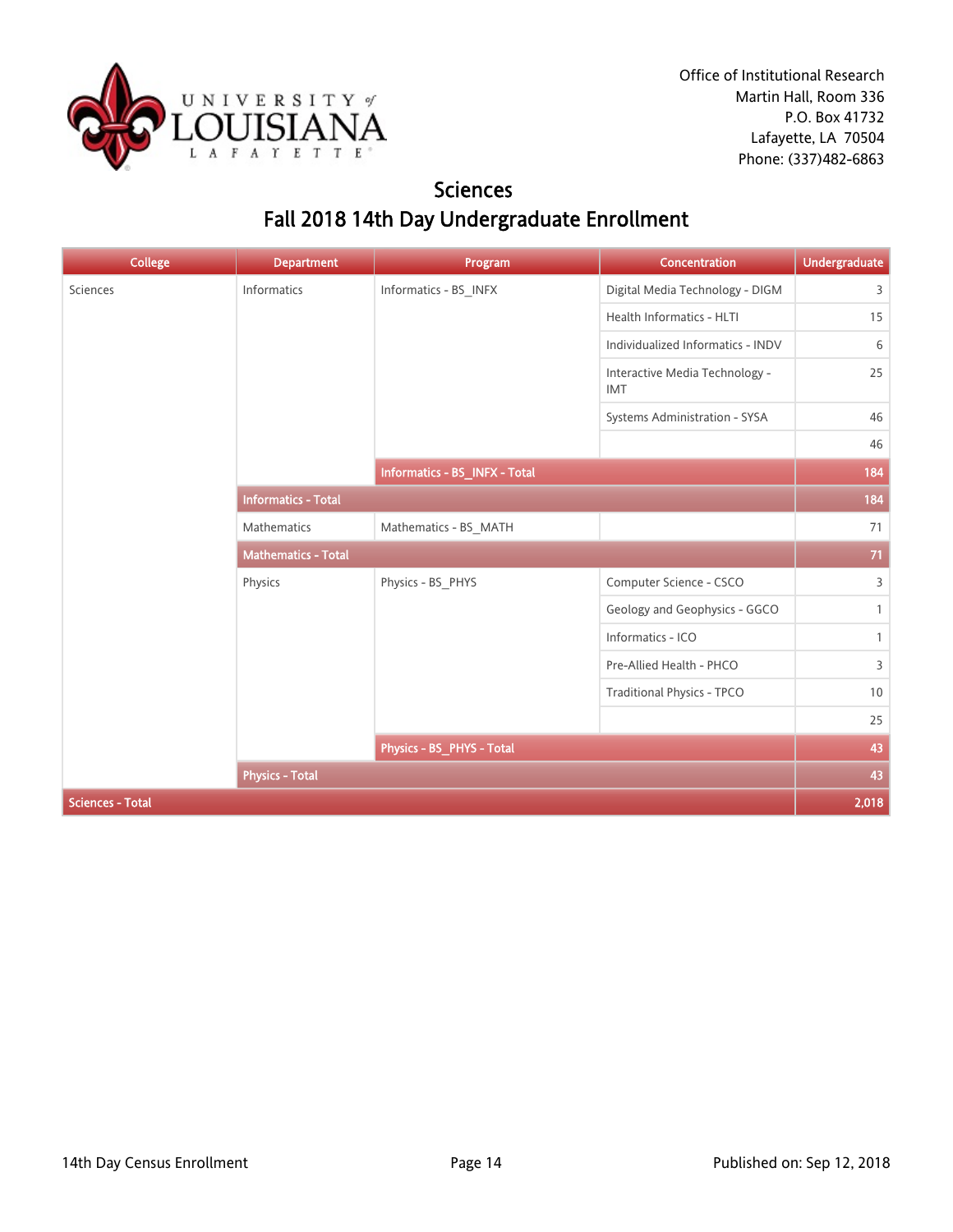Office of Institutional Research
Martin Hall, Room 336
P.O. Box 41732
Lafayette, LA 70504
Phone: (337)482-6863

# Sciences
## Fall 2018 14th Day Undergraduate Enrollment

| College | Department | Program | Concentration | Undergraduate |
|---|---|---|---|---|
| Sciences | Informatics | Informatics - BS_INFX | Digital Media Technology - DIGM | 3 |
| | | | Health Informatics - HLTI | 15 |
| | | | Individualized Informatics - INDV | 6 |
| | | | Interactive Media Technology - IMT | 25 |
| | | | Systems Administration - SYSA | 46 |
| | | | | 46 |
| | | Informatics - BS_INFX - Total | | 184 |
| | Informatics - Total | | | 184 |
| | Mathematics | Mathematics - BS_MATH | | 71 |
| | Mathematics - Total | | | 71 |
| | Physics | Physics - BS_PHYS | Computer Science - CSCO | 3 |
| | | | Geology and Geophysics - GGCO | 1 |
| | | | Informatics - ICO | 1 |
| | | | Pre-Allied Health - PHCO | 3 |
| | | | Traditional Physics - TPCO | 10 |
| | | | | 25 |
| | | Physics - BS_PHYS - Total | | 43 |
| | Physics - Total | | | 43 |
| Sciences - Total | | | | 2,018 |

14th Day Census Enrollment | Published on: Sep 12, 2018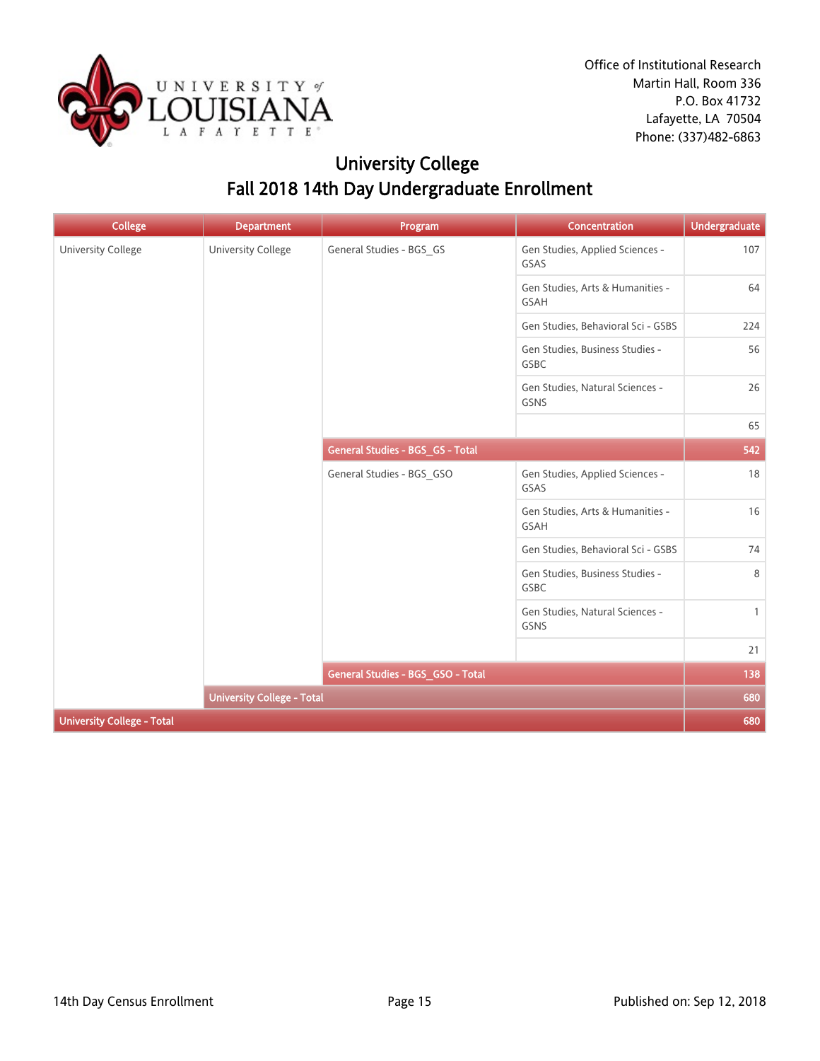Office of Institutional Research
Martin Hall, Room 336
P.O. Box 41732
Lafayette, LA 70504
Phone: (337)482-6863

# University College
## Fall 2018 14th Day Undergraduate Enrollment

| College | Department | Program | Concentration | Undergraduate |
|---|---|---|---|---|
| University College | University College | General Studies - BGS_GS | Gen Studies, Applied Sciences - GSAS | 107 |
| | | | Gen Studies, Arts & Humanities - GSAH | 64 |
| | | | Gen Studies, Behavioral Sci - GSBS | 224 |
| | | | Gen Studies, Business Studies - GSBC | 56 |
| | | | Gen Studies, Natural Sciences - GSNS | 26 |
| | | | | 65 |
| | | **General Studies - BGS_GS - Total** | | **542** |
| | | General Studies - BGS_GSO | Gen Studies, Applied Sciences - GSAS | 18 |
| | | | Gen Studies, Arts & Humanities - GSAH | 16 |
| | | | Gen Studies, Behavioral Sci - GSBS | 74 |
| | | | Gen Studies, Business Studies - GSBC | 8 |
| | | | Gen Studies, Natural Sciences - GSNS | 1 |
| | | | | 21 |
| | | **General Studies - BGS_GSO - Total** | | **138** |
| | **University College - Total** | | | **680** |
| **University College - Total** | | | | **680** |

14th Day Census Enrollment

Published on: Sep 12, 2018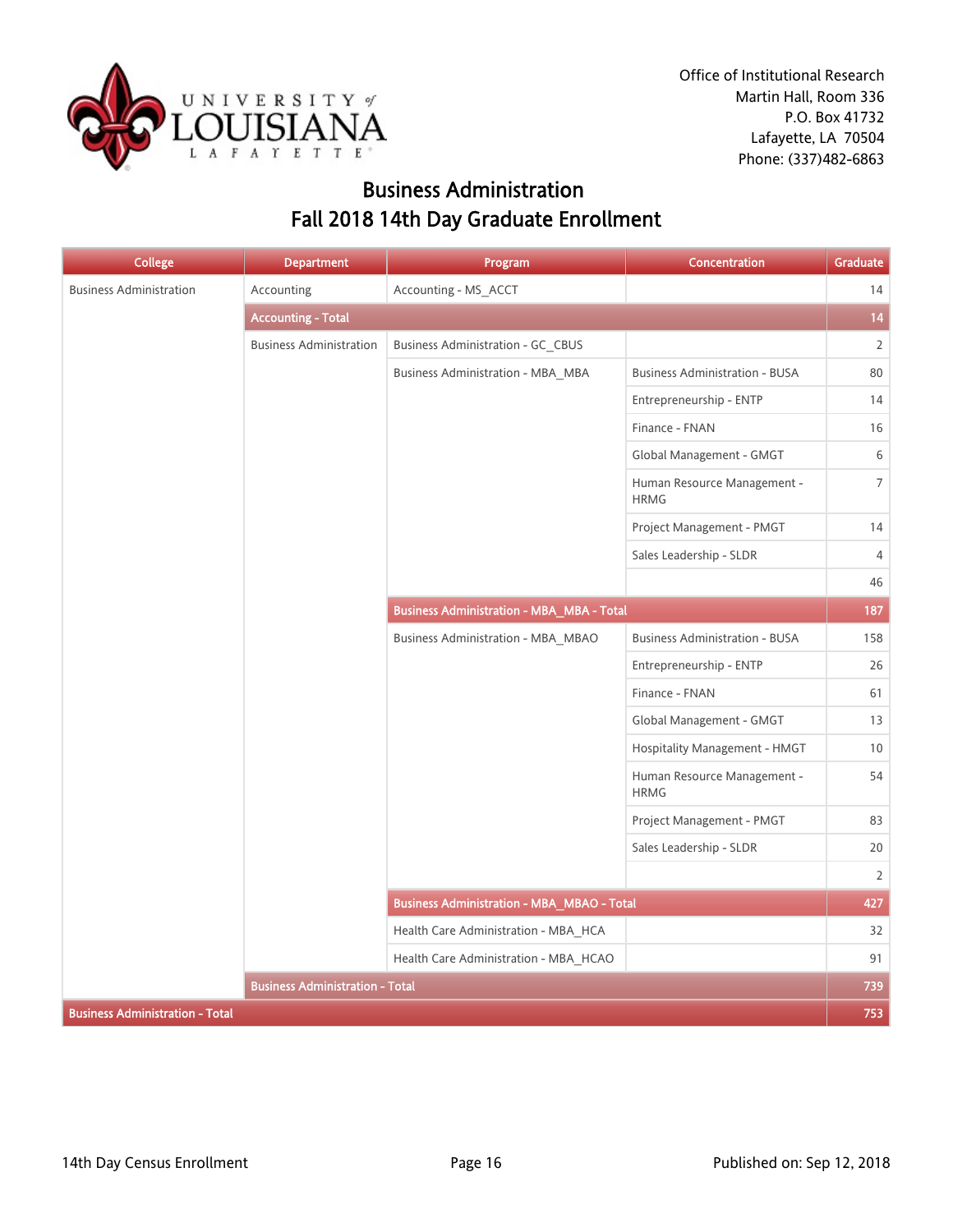Office of Institutional Research
Martin Hall, Room 336
P.O. Box 41732
Lafayette, LA 70504
Phone: (337)482-6863

# Business Administration
## Fall 2018 14th Day Graduate Enrollment

| College | Department | Program | Concentration | Graduate |
|---|---|---|---|---|
| Business Administration | Accounting | Accounting - MS_ACCT | | 14 |
| | **Accounting - Total** | | | **14** |
| | Business Administration | Business Administration - GC_CBUS | | 2 |
| | | Business Administration - MBA_MBA | Business Administration - BUSA | 80 |
| | | | Entrepreneurship - ENTP | 14 |
| | | | Finance - FNAN | 16 |
| | | | Global Management - GMGT | 6 |
| | | | Human Resource Management - HRMG | 7 |
| | | | Project Management - PMGT | 14 |
| | | | Sales Leadership - SLDR | 4 |
| | | | | 46 |
| | | **Business Administration - MBA_MBA - Total** | | **187** |
| | | Business Administration - MBA_MBAO | Business Administration - BUSA | 158 |
| | | | Entrepreneurship - ENTP | 26 |
| | | | Finance - FNAN | 61 |
| | | | Global Management - GMGT | 13 |
| | | | Hospitality Management - HMGT | 10 |
| | | | Human Resource Management - HRMG | 54 |
| | | | Project Management - PMGT | 83 |
| | | | Sales Leadership - SLDR | 20 |
| | | | | 2 |
| | | **Business Administration - MBA_MBAO - Total** | | **427** |
| | | Health Care Administration - MBA_HCA | | 32 |
| | | Health Care Administration - MBA_HCAO | | 91 |
| | **Business Administration - Total** | | | **739** |
| **Business Administration - Total** | | | | **753** |

14th Day Census Enrollment

Published on: Sep 12, 2018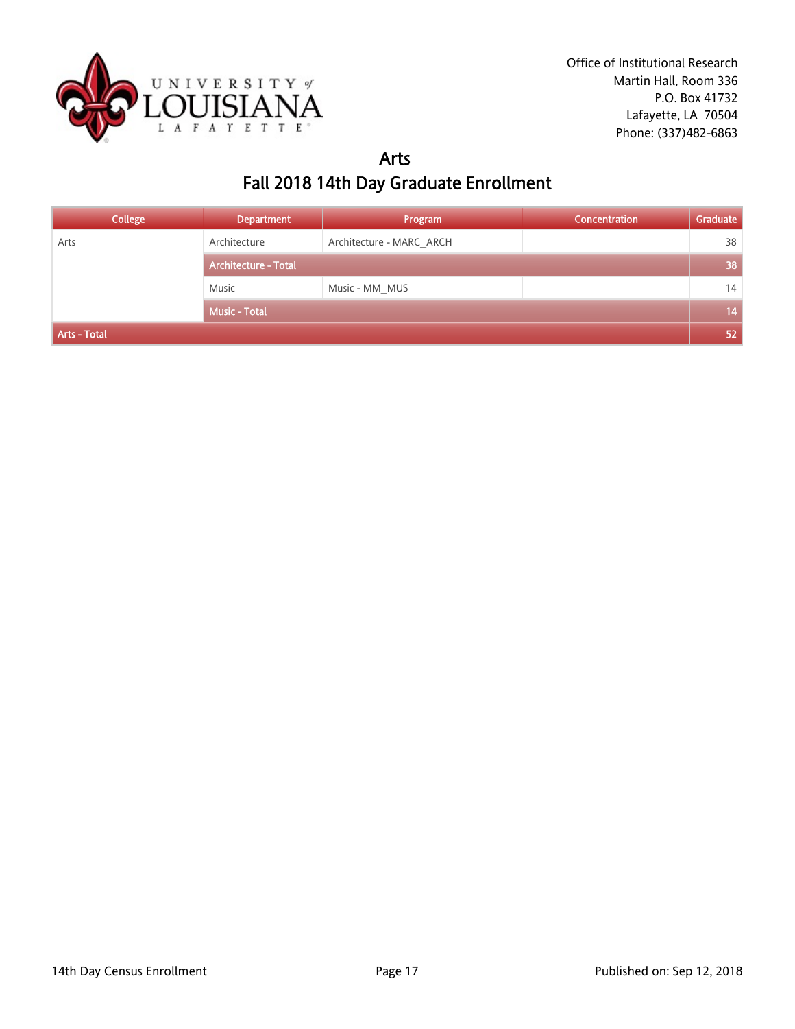Office of Institutional Research
Martin Hall, Room 336
P.O. Box 41732
Lafayette, LA 70504
Phone: (337)482-6863

# Arts
## Fall 2018 14th Day Graduate Enrollment

| College | Department | Program | Concentration | Graduate |
|---|---|---|---|---|
| Arts | Architecture | Architecture - MARC_ARCH | | 38 |
| | Architecture - Total | | | 38 |
| | Music | Music - MM_MUS | | 14 |
| | Music - Total | | | 14 |
| Arts - Total | | | | 52 |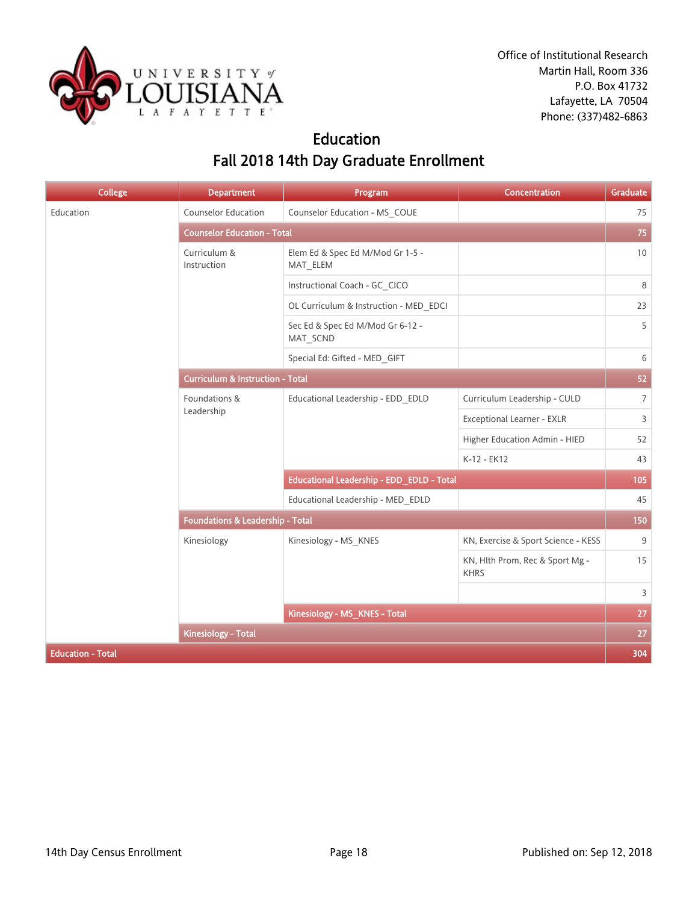Office of Institutional Research
Martin Hall, Room 336
P.O. Box 41732
Lafayette, LA 70504
Phone: (337)482-6863

# Education
## Fall 2018 14th Day Graduate Enrollment

| College | Department | Program | Concentration | Graduate |
|---|---|---|---|---|
| Education | Counselor Education | Counselor Education - MS_COUE | | 75 |
| | **Counselor Education - Total** | | | **75** |
| | Curriculum & Instruction | Elem Ed & Spec Ed M/Mod Gr 1-5 - MAT_ELEM | | 10 |
| | | Instructional Coach - GC_CICO | | 8 |
| | | OL Curriculum & Instruction - MED_EDCI | | 23 |
| | | Sec Ed & Spec Ed M/Mod Gr 6-12 - MAT_SCND | | 5 |
| | | Special Ed: Gifted - MED_GIFT | | 6 |
| | **Curriculum & Instruction - Total** | | | **52** |
| | Foundations & Leadership | Educational Leadership - EDD_EDLD | Curriculum Leadership - CULD | 7 |
| | | | Exceptional Learner - EXLR | 3 |
| | | | Higher Education Admin - HIED | 52 |
| | | | K-12 - EK12 | 43 |
| | | **Educational Leadership - EDD_EDLD - Total** | | **105** |
| | | Educational Leadership - MED_EDLD | | 45 |
| | **Foundations & Leadership - Total** | | | **150** |
| | Kinesiology | Kinesiology - MS_KNES | KN, Exercise & Sport Science - KESS | 9 |
| | | | KN, Hlth Prom, Rec & Sport Mg - KHRS | 15 |
| | | | | 3 |
| | | **Kinesiology - MS_KNES - Total** | | **27** |
| | **Kinesiology - Total** | | | **27** |
| **Education - Total** | | | | **304** |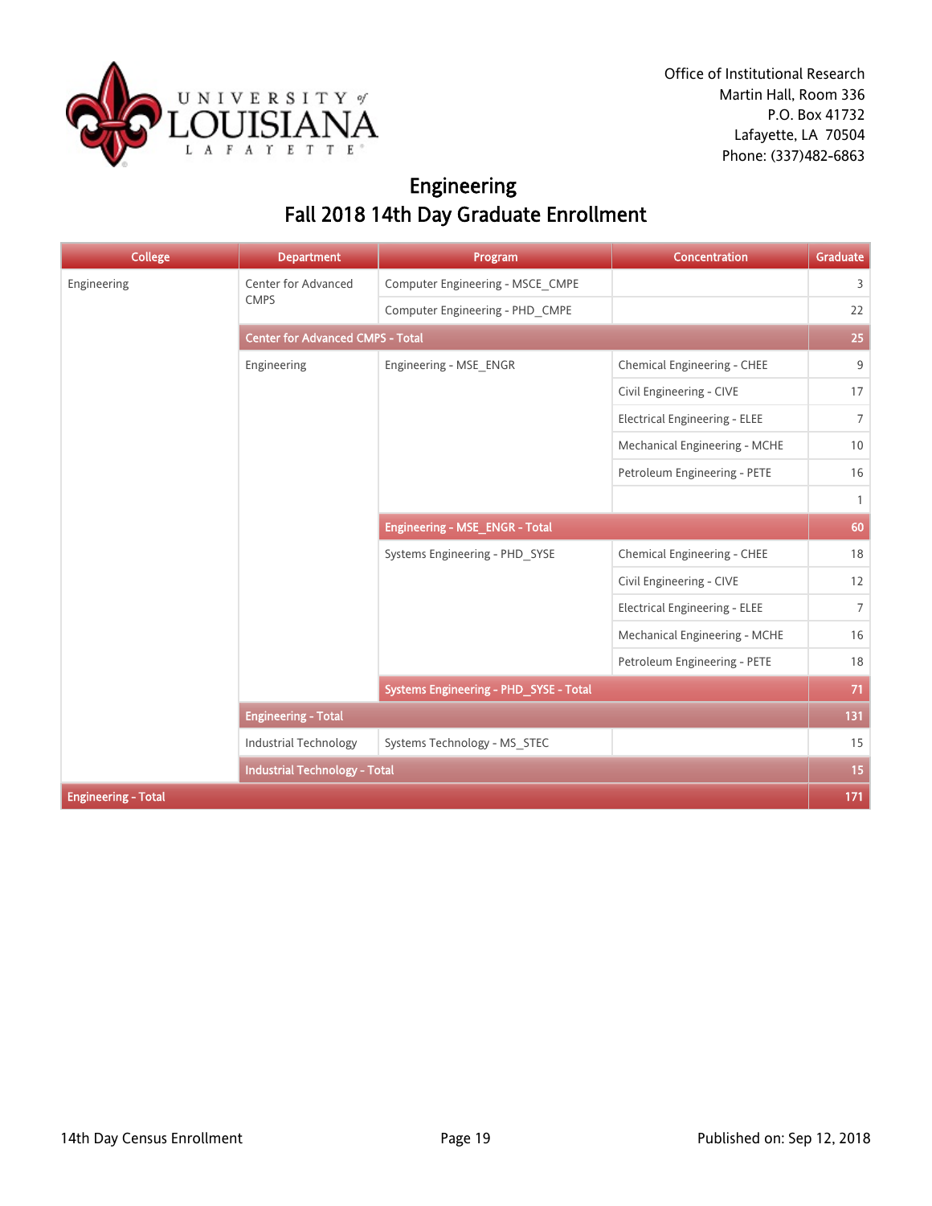Office of Institutional Research
Martin Hall, Room 336
P.O. Box 41732
Lafayette, LA 70504
Phone: (337)482-6863

# Engineering
## Fall 2018 14th Day Graduate Enrollment

| College | Department | Program | Concentration | Graduate |
|---|---|---|---|---|
| Engineering | Center for Advanced CMPS | Computer Engineering - MSCE_CMPE | | 3 |
| | | Computer Engineering - PHD_CMPE | | 22 |
| | **Center for Advanced CMPS - Total** | | | **25** |
| | Engineering | Engineering - MSE_ENGR | Chemical Engineering - CHEE | 9 |
| | | | Civil Engineering - CIVE | 17 |
| | | | Electrical Engineering - ELEE | 7 |
| | | | Mechanical Engineering - MCHE | 10 |
| | | | Petroleum Engineering - PETE | 16 |
| | | | | 1 |
| | | **Engineering - MSE_ENGR - Total** | | **60** |
| | | Systems Engineering - PHD_SYSE | Chemical Engineering - CHEE | 18 |
| | | | Civil Engineering - CIVE | 12 |
| | | | Electrical Engineering - ELEE | 7 |
| | | | Mechanical Engineering - MCHE | 16 |
| | | | Petroleum Engineering - PETE | 18 |
| | | **Systems Engineering - PHD_SYSE - Total** | | **71** |
| | **Engineering - Total** | | | **131** |
| | Industrial Technology | Systems Technology - MS_STEC | | 15 |
| | **Industrial Technology - Total** | | | **15** |
| **Engineering - Total** | | | | **171** |

14th Day Census Enrollment | Published on: Sep 12, 2018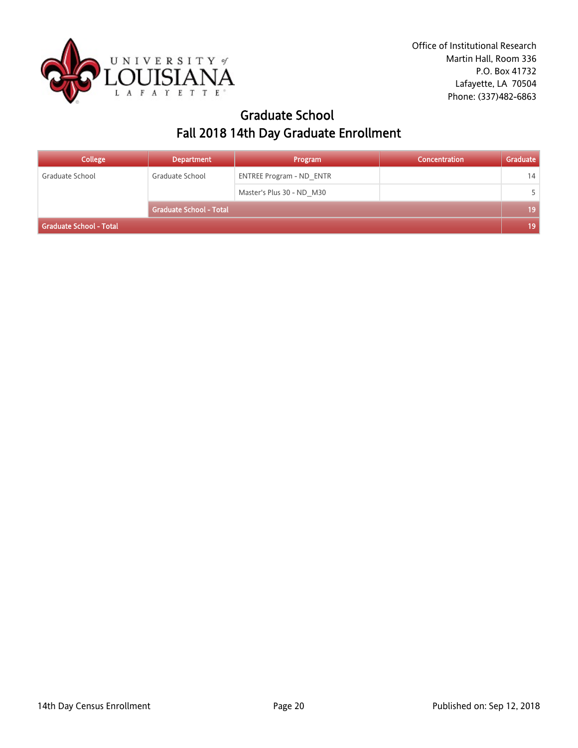Office of Institutional Research
Martin Hall, Room 336
P.O. Box 41732
Lafayette, LA 70504
Phone: (337)482-6863

# Graduate School
## Fall 2018 14th Day Graduate Enrollment

| College | Department | Program | Concentration | Graduate |
|---|---|---|---|---|
| Graduate School | Graduate School | ENTREE Program - ND_ENTR | | 14 |
| | | Master's Plus 30 - ND_M30 | | 5 |
| | **Graduate School - Total** | | | **19** |
| **Graduate School - Total** | | | | **19** |

14th Day Census Enrollment

Published on: Sep 12, 2018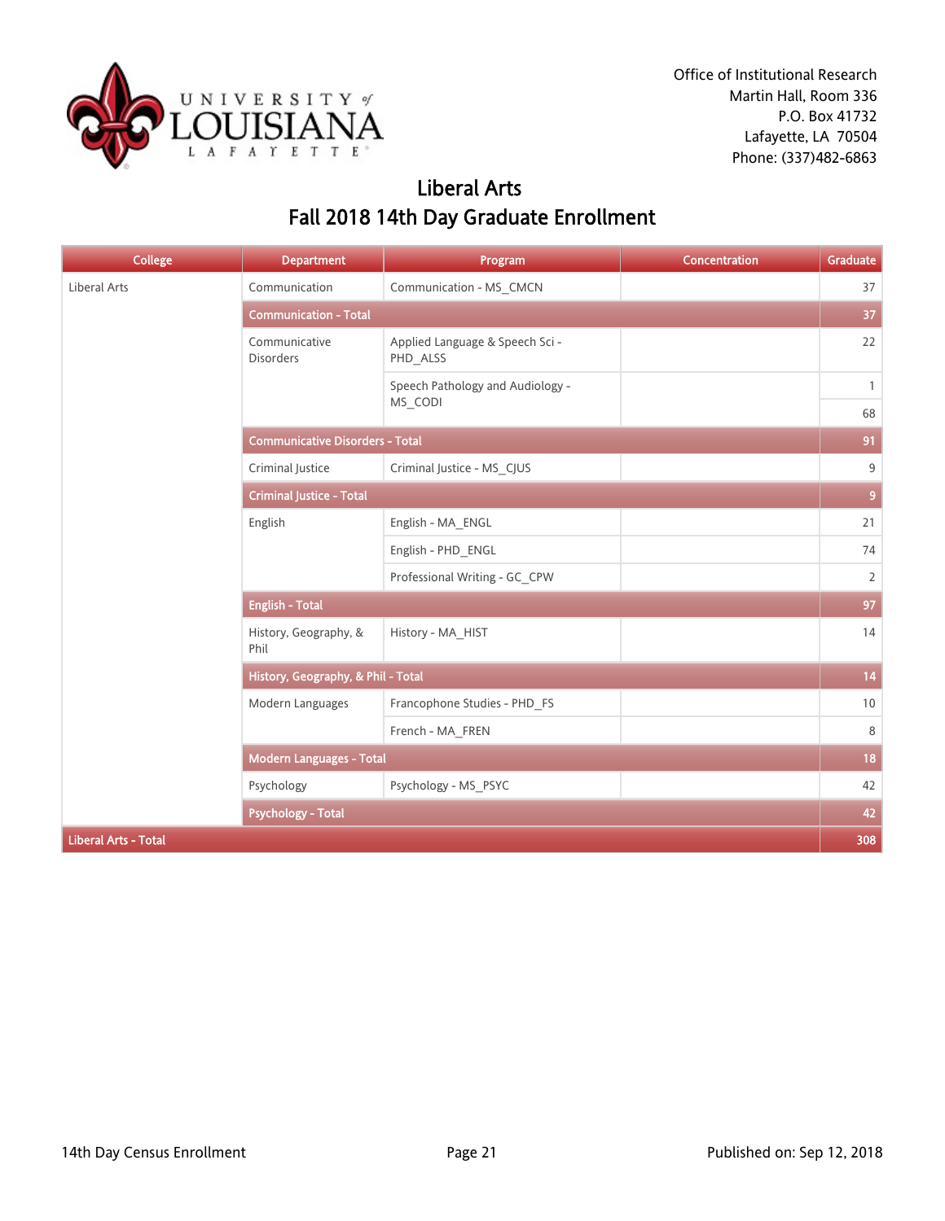Office of Institutional Research
Martin Hall, Room 336
P.O. Box 41732
Lafayette, LA 70504
Phone: (337)482-6863

# Liberal Arts
## Fall 2018 14th Day Graduate Enrollment

| College | Department | Program | Concentration | Graduate |
|---|---|---|---|---|
| Liberal Arts | Communication | Communication - MS_CMCN | | 37 |
| | **Communication - Total** | | | **37** |
| | Communicative Disorders | Applied Language & Speech Sci - PHD_ALSS | | 22 |
| | | Speech Pathology and Audiology - MS_CODI | | 1 |
| | | | | 68 |
| | **Communicative Disorders - Total** | | | **91** |
| | Criminal Justice | Criminal Justice - MS_CJUS | | 9 |
| | **Criminal Justice - Total** | | | **9** |
| | English | English - MA_ENGL | | 21 |
| | | English - PHD_ENGL | | 74 |
| | | Professional Writing - GC_CPW | | 2 |
| | **English - Total** | | | **97** |
| | History, Geography, & Phil | History - MA_HIST | | 14 |
| | **History, Geography, & Phil - Total** | | | **14** |
| | Modern Languages | Francophone Studies - PHD_FS | | 10 |
| | | French - MA_FREN | | 8 |
| | **Modern Languages - Total** | | | **18** |
| | Psychology | Psychology - MS_PSYC | | 42 |
| | **Psychology - Total** | | | **42** |
| **Liberal Arts - Total** | | | | **308** |

14th Day Census Enrollment

Published on: Sep 12, 2018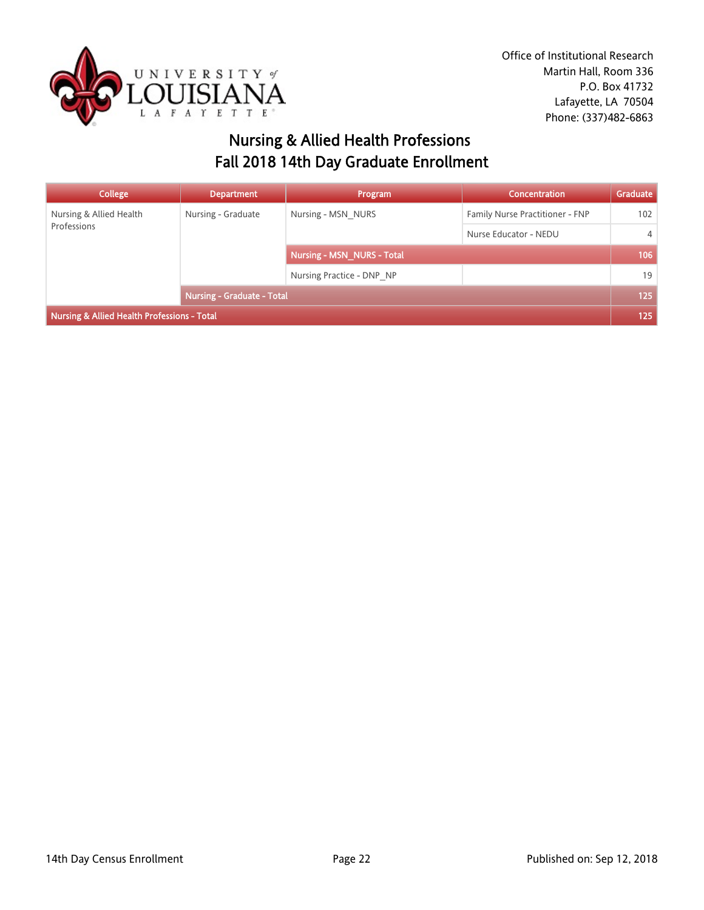Office of Institutional Research
Martin Hall, Room 336
P.O. Box 41732
Lafayette, LA 70504
Phone: (337)482-6863

# Nursing & Allied Health Professions
## Fall 2018 14th Day Graduate Enrollment

| College | Department | Program | Concentration | Graduate |
|---|---|---|---|---|
| Nursing & Allied Health Professions | Nursing - Graduate | Nursing - MSN_NURS | Family Nurse Practitioner - FNP | 102 |
| | | | Nurse Educator - NEDU | 4 |
| | | **Nursing - MSN_NURS - Total** | | **106** |
| | | Nursing Practice - DNP_NP | | 19 |
| | **Nursing - Graduate - Total** | | | **125** |
| **Nursing & Allied Health Professions - Total** | | | | **125** |

14th Day Census Enrollment

Published on: Sep 12, 2018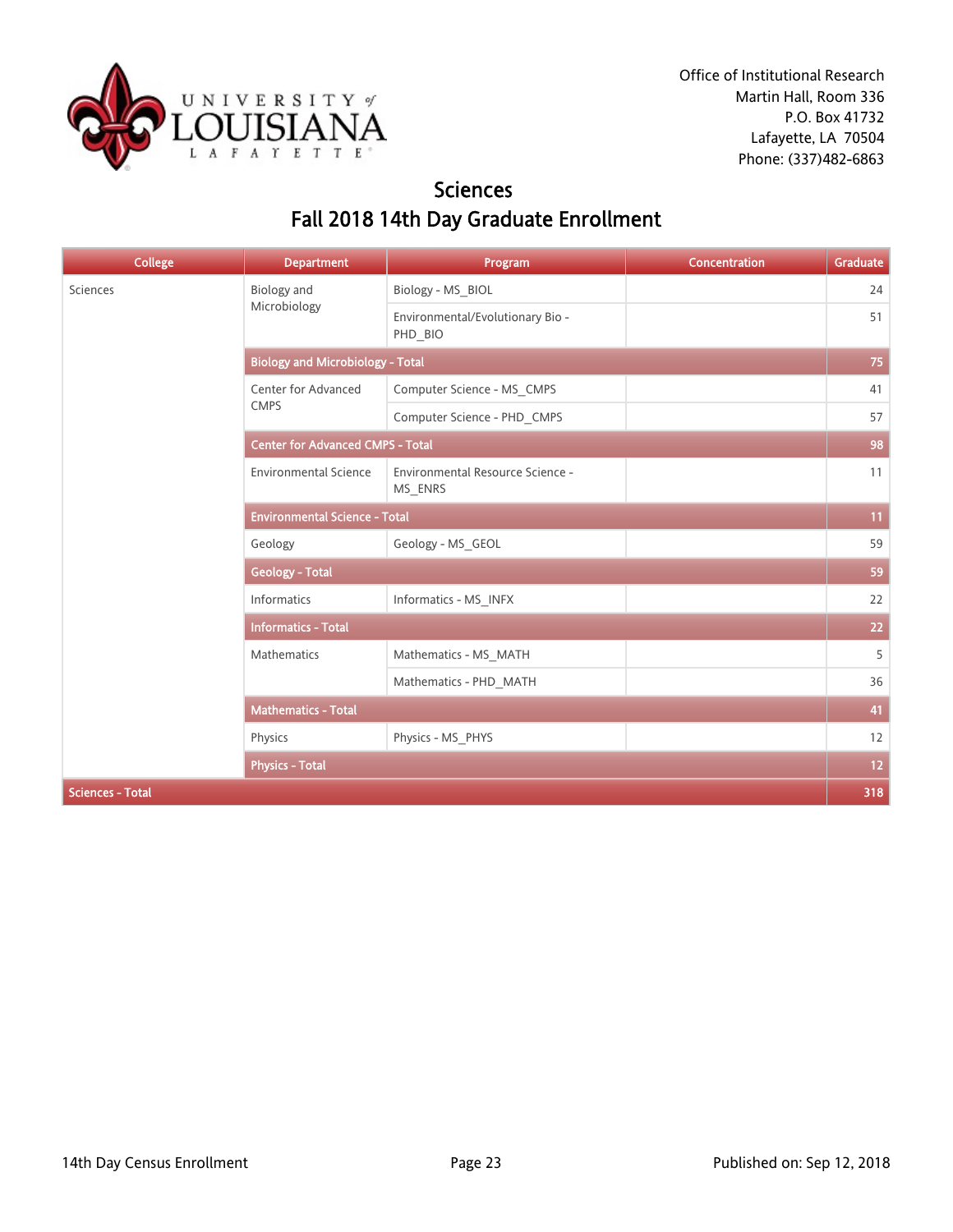UNIVERSITY of LOUISIANA LAFAYETTE

Office of Institutional Research
Martin Hall, Room 336
P.O. Box 41732
Lafayette, LA 70504
Phone: (337)482-6863

# Sciences
## Fall 2018 14th Day Graduate Enrollment

| College | Department | Program | Concentration | Graduate |
|---|---|---|---|---|
| Sciences | Biology and Microbiology | Biology - MS_BIOL | | 24 |
| | | Environmental/Evolutionary Bio - PHD_BIO | | 51 |
| | **Biology and Microbiology - Total** | | | **75** |
| | Center for Advanced CMPS | Computer Science - MS_CMPS | | 41 |
| | | Computer Science - PHD_CMPS | | 57 |
| | **Center for Advanced CMPS - Total** | | | **98** |
| | Environmental Science | Environmental Resource Science - MS_ENRS | | 11 |
| | **Environmental Science - Total** | | | **11** |
| | Geology | Geology - MS_GEOL | | 59 |
| | **Geology - Total** | | | **59** |
| | Informatics | Informatics - MS_INFX | | 22 |
| | **Informatics - Total** | | | **22** |
| | Mathematics | Mathematics - MS_MATH | | 5 |
| | | Mathematics - PHD_MATH | | 36 |
| | **Mathematics - Total** | | | **41** |
| | Physics | Physics - MS_PHYS | | 12 |
| | **Physics - Total** | | | **12** |
| **Sciences - Total** | | | | **318** |

14th Day Census Enrollment

Published on: Sep 12, 2018